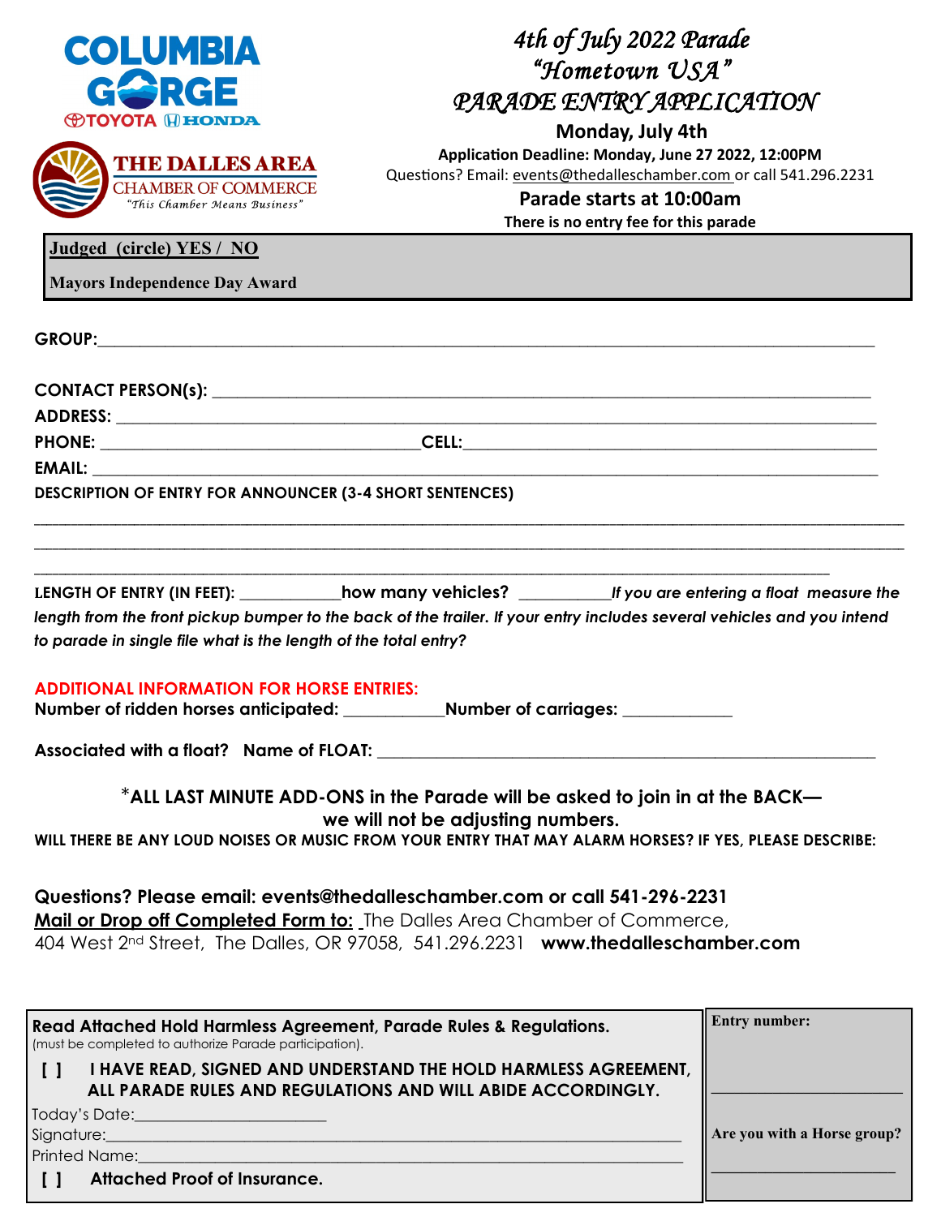COLUMBIA GORGE

TOYOTA HONDA

THE DALLES AREA CHAMBER OF COMMERCE

*"This Chamber Means Business"*

# *4th of July 2022 Parade*
# *"Hometown USA"*
# *PARADE ENTRY APPLICATION*

**Monday, July 4th**

**Application Deadline: Monday, June 27 2022, 12:00PM**

Questions? Email: events@thedalleschamber.com or call 541.296.2231

**Parade starts at 10:00am**

**There is no entry fee for this parade**

**Judged (circle) YES / NO**

**Mayors Independence Day Award**

**GROUP:**\_\_\_\_\_\_\_\_\_\_\_\_\_\_\_\_\_\_\_\_\_\_\_\_\_\_\_\_\_\_\_\_\_\_\_\_\_\_\_\_\_\_\_\_\_\_\_\_\_\_

**CONTACT PERSON(s):** \_\_\_\_\_\_\_\_\_\_\_\_\_\_\_\_\_\_\_\_\_\_\_\_\_\_\_\_\_\_\_\_\_\_\_\_\_\_\_\_

**ADDRESS:** \_\_\_\_\_\_\_\_\_\_\_\_\_\_\_\_\_\_\_\_\_\_\_\_\_\_\_\_\_\_\_\_\_\_\_\_\_\_\_\_\_\_\_\_\_\_\_\_

**PHONE:** \_\_\_\_\_\_\_\_\_\_\_\_\_\_\_\_\_\_\_\_\_\_\_\_**CELL:**\_\_\_\_\_\_\_\_\_\_\_\_\_\_\_\_\_\_\_\_\_\_\_\_

**EMAIL:** \_\_\_\_\_\_\_\_\_\_\_\_\_\_\_\_\_\_\_\_\_\_\_\_\_\_\_\_\_\_\_\_\_\_\_\_\_\_\_\_\_\_\_\_\_\_\_\_\_\_

**DESCRIPTION OF ENTRY FOR ANNOUNCER (3-4 SHORT SENTENCES)**

\_\_\_\_\_\_\_\_\_\_\_\_\_\_\_\_\_\_\_\_\_\_\_\_\_\_\_\_\_\_\_\_\_\_\_\_\_\_\_\_\_\_\_\_\_\_\_\_\_\_\_\_\_\_\_\_\_\_

\_\_\_\_\_\_\_\_\_\_\_\_\_\_\_\_\_\_\_\_\_\_\_\_\_\_\_\_\_\_\_\_\_\_\_\_\_\_\_\_\_\_\_\_\_\_\_\_\_\_\_\_\_\_\_\_\_\_

\_\_\_\_\_\_\_\_\_\_\_\_\_\_\_\_\_\_\_\_\_\_\_\_\_\_\_\_\_\_\_\_\_\_\_\_\_\_\_\_\_\_\_\_\_\_\_\_\_\_\_\_\_\_\_\_

**LENGTH OF ENTRY (IN FEET):** \_\_\_\_\_\_\_\_\_\_\_\_**how many vehicles?** \_\_\_\_\_\_\_\_\_\_\_***If you are entering a float measure the length from the front pickup bumper to the back of the trailer. If your entry includes several vehicles and you intend to parade in single file what is the length of the total entry?***

**ADDITIONAL INFORMATION FOR HORSE ENTRIES:**

**Number of ridden horses anticipated:** \_\_\_\_\_\_\_\_\_\_\_\_**Number of carriages:** \_\_\_\_\_\_\_\_\_\_\_\_

**Associated with a float? Name of FLOAT:** \_\_\_\_\_\_\_\_\_\_\_\_\_\_\_\_\_\_\_\_\_\_\_\_\_\_\_\_\_\_\_\_\_\_\_\_

**\*ALL LAST MINUTE ADD-ONS in the Parade will be asked to join in at the BACK— we will not be adjusting numbers.**

**WILL THERE BE ANY LOUD NOISES OR MUSIC FROM YOUR ENTRY THAT MAY ALARM HORSES? IF YES, PLEASE DESCRIBE:**

**Questions? Please email: events@thedalleschamber.com or call 541-296-2231**

**Mail or Drop off Completed Form to:** The Dalles Area Chamber of Commerce, 404 West 2nd Street, The Dalles, OR 97058, 541.296.2231 **www.thedalleschamber.com**

**Read Attached Hold Harmless Agreement, Parade Rules & Regulations.**
(must be completed to authorize Parade participation).

**[ ] I HAVE READ, SIGNED AND UNDERSTAND THE HOLD HARMLESS AGREEMENT, ALL PARADE RULES AND REGULATIONS AND WILL ABIDE ACCORDINGLY.**

Today's Date:\_\_\_\_\_\_\_\_\_\_\_\_\_\_\_\_\_\_\_\_\_\_

Signature:\_\_\_\_\_\_\_\_\_\_\_\_\_\_\_\_\_\_\_\_\_\_\_\_\_\_\_\_\_\_\_\_\_\_\_\_\_\_\_\_\_\_\_\_\_\_

Printed Name:\_\_\_\_\_\_\_\_\_\_\_\_\_\_\_\_\_\_\_\_\_\_\_\_\_\_\_\_\_\_\_\_\_\_\_\_\_\_\_\_\_\_\_\_

**[ ] Attached Proof of Insurance.**

**Entry number:** \_\_\_\_\_\_\_\_\_\_\_\_\_\_\_\_\_\_

**Are you with a Horse group?** \_\_\_\_\_\_\_\_\_\_\_\_\_\_\_\_\_\_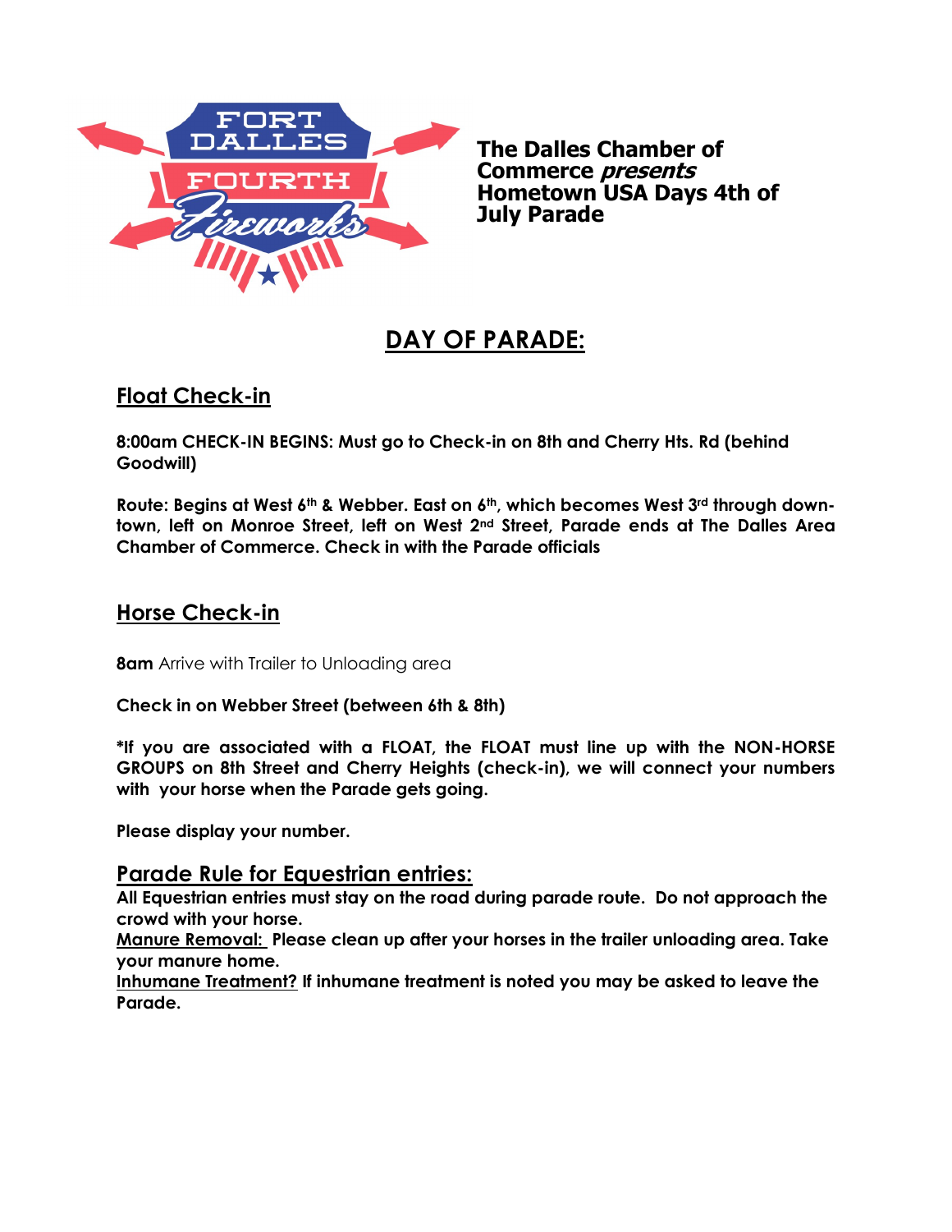**The Dalles Chamber of Commerce *presents* Hometown USA Days 4th of July Parade**

# DAY OF PARADE:

## Float Check-in

**8:00am CHECK-IN BEGINS: Must go to Check-in on 8th and Cherry Hts. Rd (behind Goodwill)**

**Route: Begins at West 6th & Webber. East on 6th, which becomes West 3rd through downtown, left on Monroe Street, left on West 2nd Street, Parade ends at The Dalles Area Chamber of Commerce. Check in with the Parade officials**

## Horse Check-in

**8am** Arrive with Trailer to Unloading area

**Check in on Webber Street (between 6th & 8th)**

**\*If you are associated with a FLOAT, the FLOAT must line up with the NON-HORSE GROUPS on 8th Street and Cherry Heights (check-in), we will connect your numbers with your horse when the Parade gets going.**

**Please display your number.**

## Parade Rule for Equestrian entries:

**All Equestrian entries must stay on the road during parade route. Do not approach the crowd with your horse.**

**Manure Removal: Please clean up after your horses in the trailer unloading area. Take your manure home.**

**Inhumane Treatment? If inhumane treatment is noted you may be asked to leave the Parade.**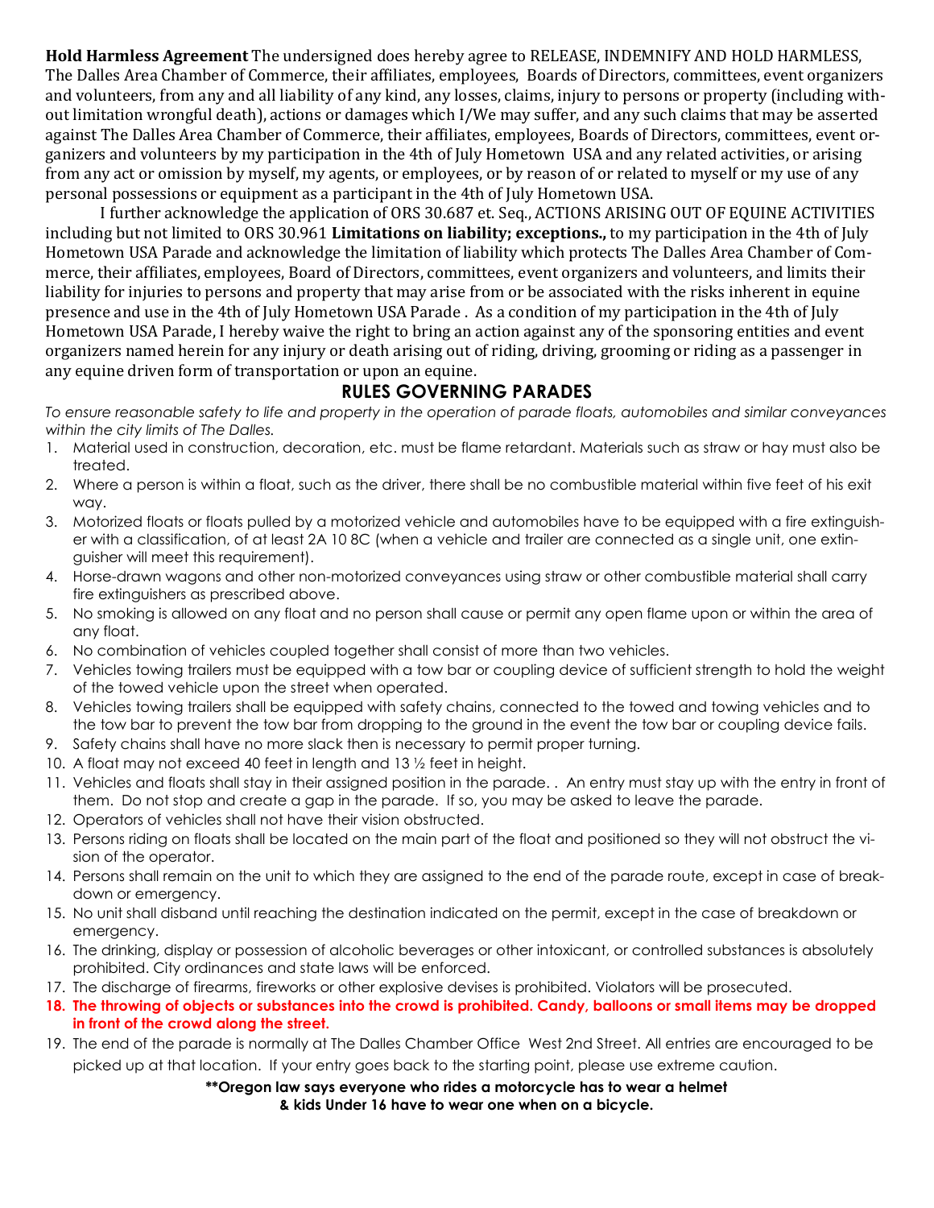**Hold Harmless Agreement** The undersigned does hereby agree to RELEASE, INDEMNIFY AND HOLD HARMLESS, The Dalles Area Chamber of Commerce, their affiliates, employees, Boards of Directors, committees, event organizers and volunteers, from any and all liability of any kind, any losses, claims, injury to persons or property (including without limitation wrongful death), actions or damages which I/We may suffer, and any such claims that may be asserted against The Dalles Area Chamber of Commerce, their affiliates, employees, Boards of Directors, committees, event organizers and volunteers by my participation in the 4th of July Hometown USA and any related activities, or arising from any act or omission by myself, my agents, or employees, or by reason of or related to myself or my use of any personal possessions or equipment as a participant in the 4th of July Hometown USA.

I further acknowledge the application of ORS 30.687 et. Seq., ACTIONS ARISING OUT OF EQUINE ACTIVITIES including but not limited to ORS 30.961 **Limitations on liability; exceptions.,** to my participation in the 4th of July Hometown USA Parade and acknowledge the limitation of liability which protects The Dalles Area Chamber of Commerce, their affiliates, employees, Board of Directors, committees, event organizers and volunteers, and limits their liability for injuries to persons and property that may arise from or be associated with the risks inherent in equine presence and use in the 4th of July Hometown USA Parade . As a condition of my participation in the 4th of July Hometown USA Parade, I hereby waive the right to bring an action against any of the sponsoring entities and event organizers named herein for any injury or death arising out of riding, driving, grooming or riding as a passenger in any equine driven form of transportation or upon an equine.

## RULES GOVERNING PARADES

*To ensure reasonable safety to life and property in the operation of parade floats, automobiles and similar conveyances within the city limits of The Dalles.*

1. Material used in construction, decoration, etc. must be flame retardant. Materials such as straw or hay must also be treated.
2. Where a person is within a float, such as the driver, there shall be no combustible material within five feet of his exit way.
3. Motorized floats or floats pulled by a motorized vehicle and automobiles have to be equipped with a fire extinguisher with a classification, of at least 2A 10 8C (when a vehicle and trailer are connected as a single unit, one extinguisher will meet this requirement).
4. Horse-drawn wagons and other non-motorized conveyances using straw or other combustible material shall carry fire extinguishers as prescribed above.
5. No smoking is allowed on any float and no person shall cause or permit any open flame upon or within the area of any float.
6. No combination of vehicles coupled together shall consist of more than two vehicles.
7. Vehicles towing trailers must be equipped with a tow bar or coupling device of sufficient strength to hold the weight of the towed vehicle upon the street when operated.
8. Vehicles towing trailers shall be equipped with safety chains, connected to the towed and towing vehicles and to the tow bar to prevent the tow bar from dropping to the ground in the event the tow bar or coupling device fails.
9. Safety chains shall have no more slack then is necessary to permit proper turning.
10. A float may not exceed 40 feet in length and 13 ½ feet in height.
11. Vehicles and floats shall stay in their assigned position in the parade. . An entry must stay up with the entry in front of them. Do not stop and create a gap in the parade. If so, you may be asked to leave the parade.
12. Operators of vehicles shall not have their vision obstructed.
13. Persons riding on floats shall be located on the main part of the float and positioned so they will not obstruct the vision of the operator.
14. Persons shall remain on the unit to which they are assigned to the end of the parade route, except in case of breakdown or emergency.
15. No unit shall disband until reaching the destination indicated on the permit, except in the case of breakdown or emergency.
16. The drinking, display or possession of alcoholic beverages or other intoxicant, or controlled substances is absolutely prohibited. City ordinances and state laws will be enforced.
17. The discharge of firearms, fireworks or other explosive devises is prohibited. Violators will be prosecuted.
18. **The throwing of objects or substances into the crowd is prohibited. Candy, balloons or small items may be dropped in front of the crowd along the street.**
19. The end of the parade is normally at The Dalles Chamber Office West 2nd Street. All entries are encouraged to be picked up at that location. If your entry goes back to the starting point, please use extreme caution.

**\*\*Oregon law says everyone who rides a motorcycle has to wear a helmet & kids Under 16 have to wear one when on a bicycle.**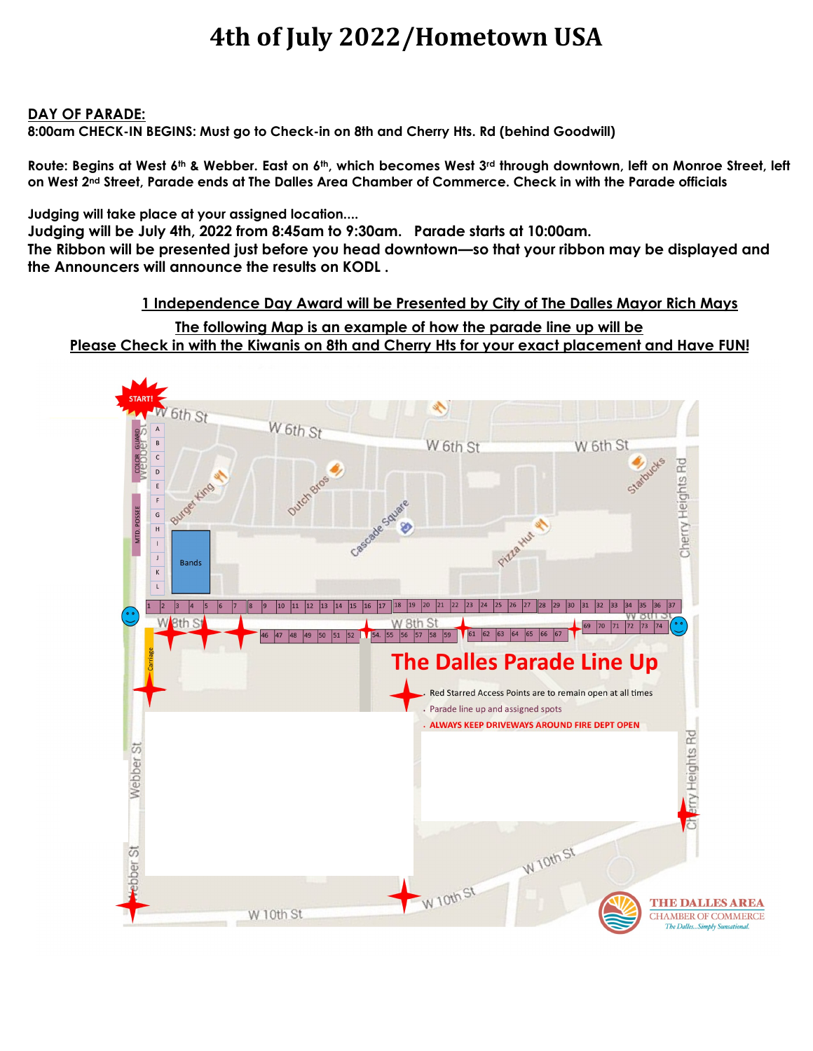# 4th of July 2022/Hometown USA

**DAY OF PARADE:**

**8:00am CHECK-IN BEGINS: Must go to Check-in on 8th and Cherry Hts. Rd (behind Goodwill)**

**Route: Begins at West 6th & Webber. East on 6th, which becomes West 3rd through downtown, left on Monroe Street, left on West 2nd Street, Parade ends at The Dalles Area Chamber of Commerce. Check in with the Parade officials**

**Judging will take place at your assigned location....**

**Judging will be July 4th, 2022 from 8:45am to 9:30am. Parade starts at 10:00am.**

**The Ribbon will be presented just before you head downtown—so that your ribbon may be displayed and the Announcers will announce the results on KODL .**

**1 Independence Day Award will be Presented by City of The Dalles Mayor Rich Mays**

**The following Map is an example of how the parade line up will be**

**Please Check in with the Kiwanis on 8th and Cherry Hts for your exact placement and Have FUN!**

START!

W 6th St

W 6th St

W 6th St

W 6th St

Webber St

COLOR GUARD

MTD. POSSEE

A B C D E F G H I J K L

Bands

Burger King

Dutch Bros

Cascade Square

Pizza Hut

Starbucks

Cherry Heights Rd

1 2 3 4 5 6 7 8 9 10 11 12 13 14 15 16 17 18 19 20 21 22 23 24 25 26 27 28 29 30 31 32 33 34 35 36 37

W 8th St

W 8th St

W 8th St

46 47 48 49 50 51 52 54. 55 56 57 58 59 61 62 63 64 65 66 67 69 70 71 72 73 74

Carriage

**The Dalles Parade Line Up**

- Red Starred Access Points are to remain open at all times
- Parade line up and assigned spots
- ALWAYS KEEP DRIVEWAYS AROUND FIRE DEPT OPEN

Webber St

Webber St

Cherry Heights Rd

W 10th St

W 10th St

W 10th St

THE DALLES AREA CHAMBER OF COMMERCE

*The Dalles...Simply Sunsational.*